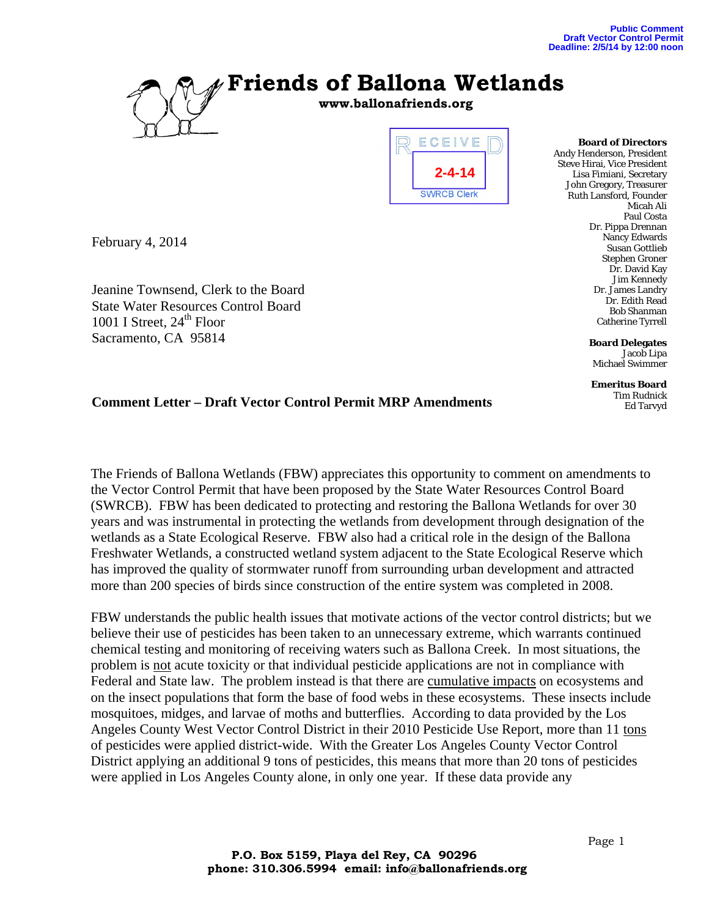Public Comment
Draft Vector Control Permit
Deadline: 2/5/14 by 12:00 noon

# Friends of Ballona Wetlands

**www.ballonafriends.org**

RECEIVED
2-4-14
SWRCB Clerk

**Board of Directors**
Andy Henderson, President
Steve Hirai, Vice President
Lisa Fimiani, Secretary
John Gregory, Treasurer
Ruth Lansford, Founder
Micah Ali
Paul Costa
Dr. Pippa Drennan
Nancy Edwards
Susan Gottlieb
Stephen Groner
Dr. David Kay
Jim Kennedy
Dr. James Landry
Dr. Edith Read
Bob Shanman
Catherine Tyrrell

**Board Delegates**
Jacob Lipa
Michael Swimmer

**Emeritus Board**
Tim Rudnick
Ed Tarvyd

February 4, 2014

Jeanine Townsend, Clerk to the Board
State Water Resources Control Board
1001 I Street, 24th Floor
Sacramento, CA 95814

**Comment Letter – Draft Vector Control Permit MRP Amendments**

The Friends of Ballona Wetlands (FBW) appreciates this opportunity to comment on amendments to the Vector Control Permit that have been proposed by the State Water Resources Control Board (SWRCB). FBW has been dedicated to protecting and restoring the Ballona Wetlands for over 30 years and was instrumental in protecting the wetlands from development through designation of the wetlands as a State Ecological Reserve. FBW also had a critical role in the design of the Ballona Freshwater Wetlands, a constructed wetland system adjacent to the State Ecological Reserve which has improved the quality of stormwater runoff from surrounding urban development and attracted more than 200 species of birds since construction of the entire system was completed in 2008.

FBW understands the public health issues that motivate actions of the vector control districts; but we believe their use of pesticides has been taken to an unnecessary extreme, which warrants continued chemical testing and monitoring of receiving waters such as Ballona Creek. In most situations, the problem is <u>not</u> acute toxicity or that individual pesticide applications are not in compliance with Federal and State law. The problem instead is that there are <u>cumulative impacts</u> on ecosystems and on the insect populations that form the base of food webs in these ecosystems. These insects include mosquitoes, midges, and larvae of moths and butterflies. According to data provided by the Los Angeles County West Vector Control District in their 2010 Pesticide Use Report, more than 11 <u>tons</u> of pesticides were applied district-wide. With the Greater Los Angeles County Vector Control District applying an additional 9 tons of pesticides, this means that more than 20 tons of pesticides were applied in Los Angeles County alone, in only one year. If these data provide any

**P.O. Box 5159, Playa del Rey, CA 90296**
**phone: 310.306.5994 email: info@ballonafriends.org**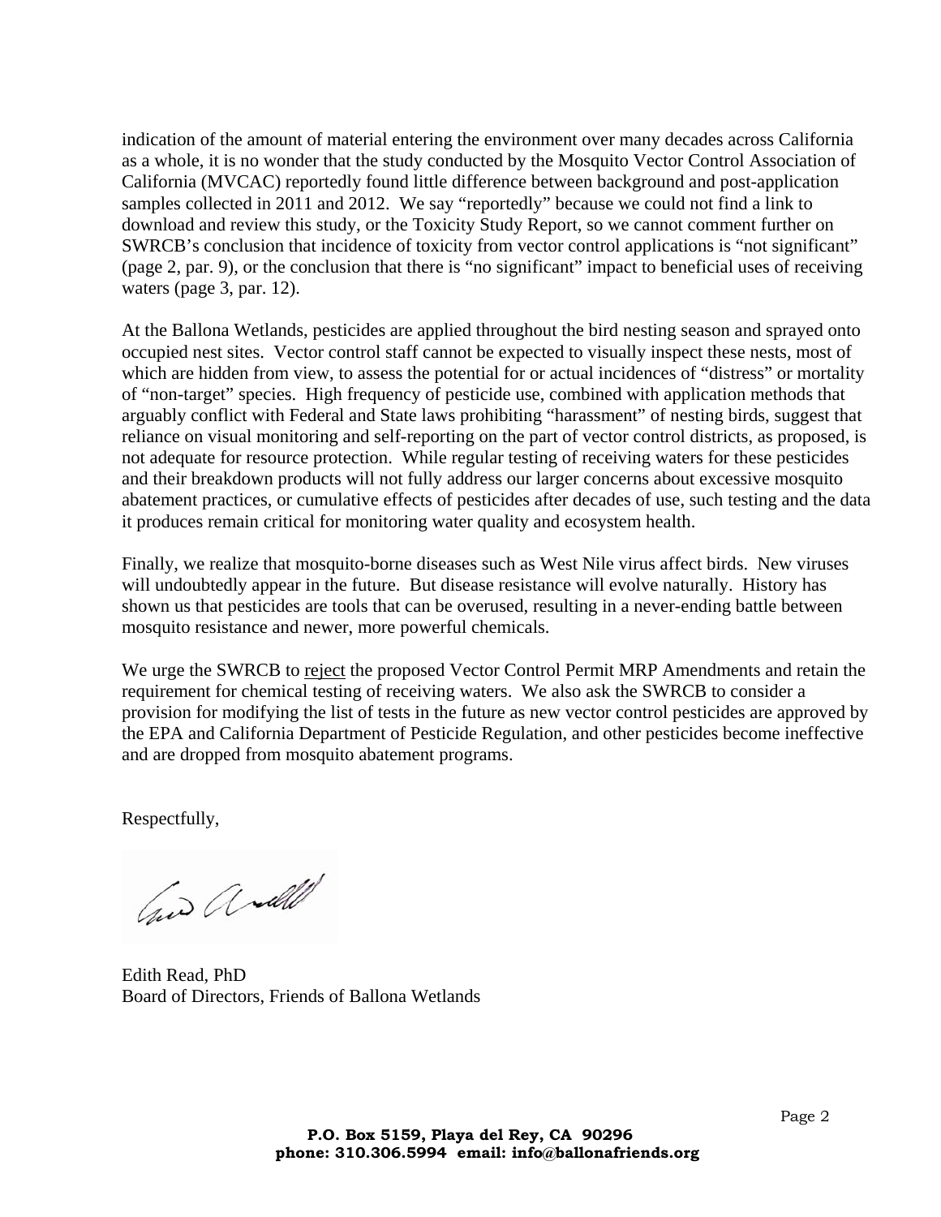indication of the amount of material entering the environment over many decades across California as a whole, it is no wonder that the study conducted by the Mosquito Vector Control Association of California (MVCAC) reportedly found little difference between background and post-application samples collected in 2011 and 2012. We say "reportedly" because we could not find a link to download and review this study, or the Toxicity Study Report, so we cannot comment further on SWRCB's conclusion that incidence of toxicity from vector control applications is "not significant" (page 2, par. 9), or the conclusion that there is "no significant" impact to beneficial uses of receiving waters (page 3, par. 12).

At the Ballona Wetlands, pesticides are applied throughout the bird nesting season and sprayed onto occupied nest sites. Vector control staff cannot be expected to visually inspect these nests, most of which are hidden from view, to assess the potential for or actual incidences of "distress" or mortality of "non-target" species. High frequency of pesticide use, combined with application methods that arguably conflict with Federal and State laws prohibiting "harassment" of nesting birds, suggest that reliance on visual monitoring and self-reporting on the part of vector control districts, as proposed, is not adequate for resource protection. While regular testing of receiving waters for these pesticides and their breakdown products will not fully address our larger concerns about excessive mosquito abatement practices, or cumulative effects of pesticides after decades of use, such testing and the data it produces remain critical for monitoring water quality and ecosystem health.

Finally, we realize that mosquito-borne diseases such as West Nile virus affect birds. New viruses will undoubtedly appear in the future. But disease resistance will evolve naturally. History has shown us that pesticides are tools that can be overused, resulting in a never-ending battle between mosquito resistance and newer, more powerful chemicals.

We urge the SWRCB to reject the proposed Vector Control Permit MRP Amendments and retain the requirement for chemical testing of receiving waters. We also ask the SWRCB to consider a provision for modifying the list of tests in the future as new vector control pesticides are approved by the EPA and California Department of Pesticide Regulation, and other pesticides become ineffective and are dropped from mosquito abatement programs.

Respectfully,

Edith Read, PhD
Board of Directors, Friends of Ballona Wetlands

**P.O. Box 5159, Playa del Rey, CA 90296**
**phone: 310.306.5994 email: info@ballonafriends.org**